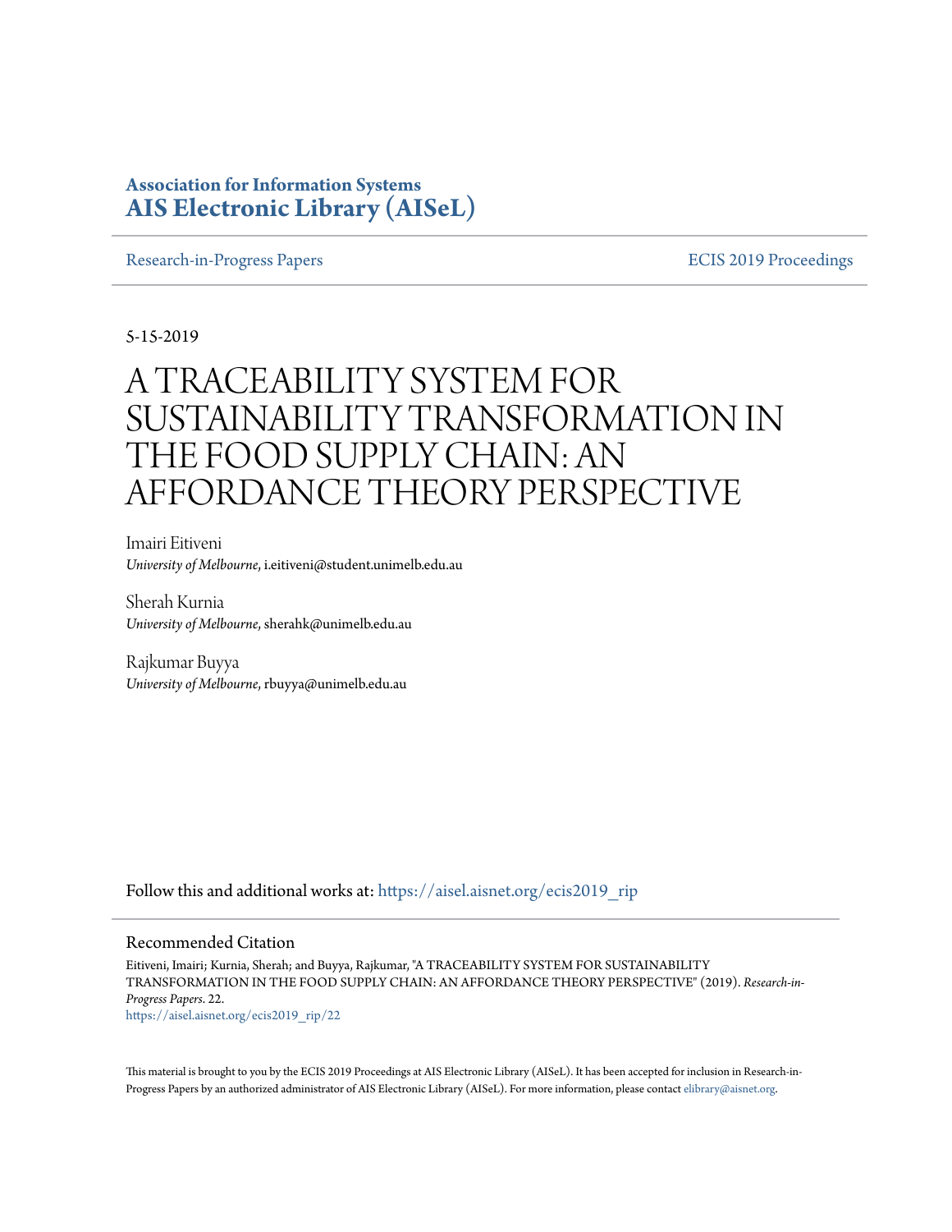**Association for Information Systems**
**AIS Electronic Library (AISeL)**

Research-in-Progress Papers | ECIS 2019 Proceedings

5-15-2019

# A TRACEABILITY SYSTEM FOR SUSTAINABILITY TRANSFORMATION IN THE FOOD SUPPLY CHAIN: AN AFFORDANCE THEORY PERSPECTIVE

Imairi Eitiveni
*University of Melbourne*, i.eitiveni@student.unimelb.edu.au

Sherah Kurnia
*University of Melbourne*, sherahk@unimelb.edu.au

Rajkumar Buyya
*University of Melbourne*, rbuyya@unimelb.edu.au

Follow this and additional works at: https://aisel.aisnet.org/ecis2019_rip

## Recommended Citation

Eitiveni, Imairi; Kurnia, Sherah; and Buyya, Rajkumar, "A TRACEABILITY SYSTEM FOR SUSTAINABILITY TRANSFORMATION IN THE FOOD SUPPLY CHAIN: AN AFFORDANCE THEORY PERSPECTIVE" (2019). *Research-in-Progress Papers*. 22.
https://aisel.aisnet.org/ecis2019_rip/22

This material is brought to you by the ECIS 2019 Proceedings at AIS Electronic Library (AISeL). It has been accepted for inclusion in Research-in-Progress Papers by an authorized administrator of AIS Electronic Library (AISeL). For more information, please contact elibrary@aisnet.org.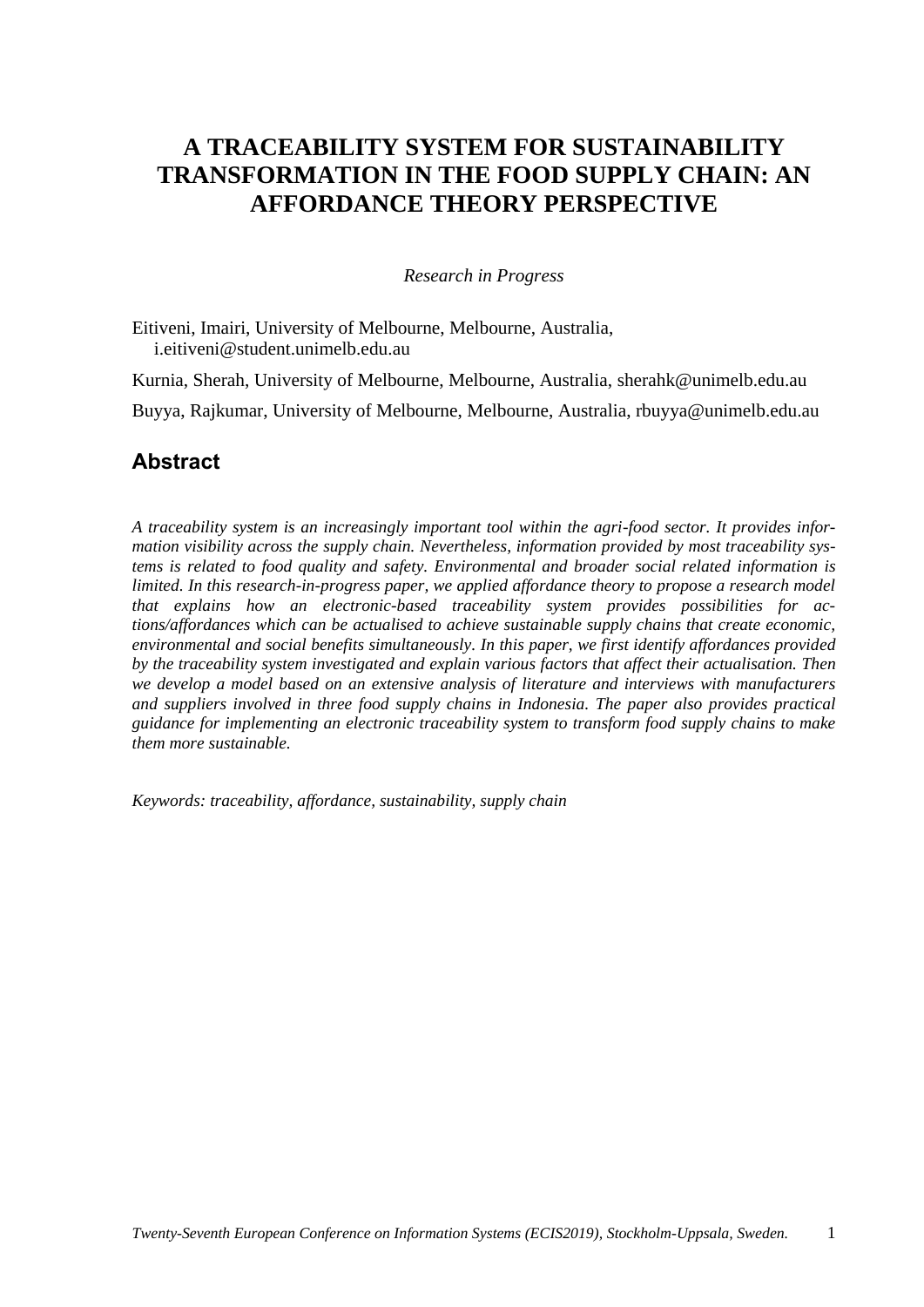# A TRACEABILITY SYSTEM FOR SUSTAINABILITY TRANSFORMATION IN THE FOOD SUPPLY CHAIN: AN AFFORDANCE THEORY PERSPECTIVE

*Research in Progress*

Eitiveni, Imairi, University of Melbourne, Melbourne, Australia, i.eitiveni@student.unimelb.edu.au

Kurnia, Sherah, University of Melbourne, Melbourne, Australia, sherahk@unimelb.edu.au

Buyya, Rajkumar, University of Melbourne, Melbourne, Australia, rbuyya@unimelb.edu.au

## Abstract

*A traceability system is an increasingly important tool within the agri-food sector. It provides information visibility across the supply chain. Nevertheless, information provided by most traceability systems is related to food quality and safety. Environmental and broader social related information is limited. In this research-in-progress paper, we applied affordance theory to propose a research model that explains how an electronic-based traceability system provides possibilities for actions/affordances which can be actualised to achieve sustainable supply chains that create economic, environmental and social benefits simultaneously. In this paper, we first identify affordances provided by the traceability system investigated and explain various factors that affect their actualisation. Then we develop a model based on an extensive analysis of literature and interviews with manufacturers and suppliers involved in three food supply chains in Indonesia. The paper also provides practical guidance for implementing an electronic traceability system to transform food supply chains to make them more sustainable.*

*Keywords: traceability, affordance, sustainability, supply chain*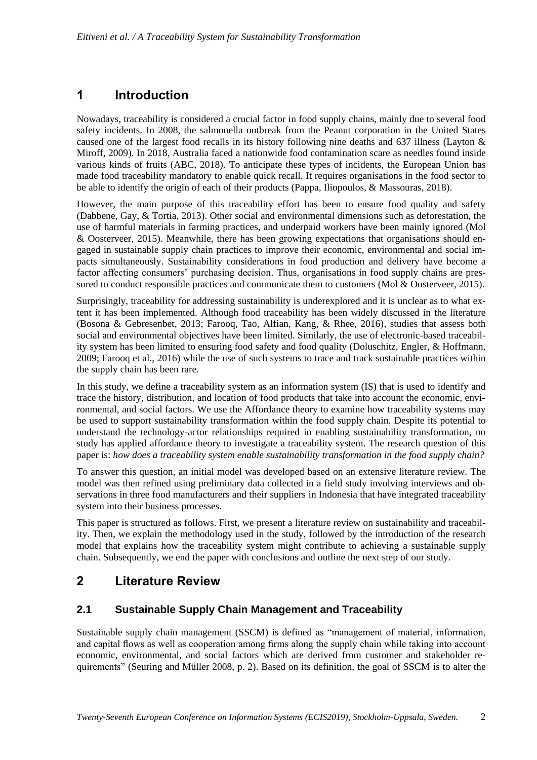# 1 Introduction

Nowadays, traceability is considered a crucial factor in food supply chains, mainly due to several food safety incidents. In 2008, the salmonella outbreak from the Peanut corporation in the United States caused one of the largest food recalls in its history following nine deaths and 637 illness (Layton & Miroff, 2009). In 2018, Australia faced a nationwide food contamination scare as needles found inside various kinds of fruits (ABC, 2018). To anticipate these types of incidents, the European Union has made food traceability mandatory to enable quick recall. It requires organisations in the food sector to be able to identify the origin of each of their products (Pappa, Iliopoulos, & Massouras, 2018).

However, the main purpose of this traceability effort has been to ensure food quality and safety (Dabbene, Gay, & Tortia, 2013). Other social and environmental dimensions such as deforestation, the use of harmful materials in farming practices, and underpaid workers have been mainly ignored (Mol & Oosterveer, 2015). Meanwhile, there has been growing expectations that organisations should engaged in sustainable supply chain practices to improve their economic, environmental and social impacts simultaneously. Sustainability considerations in food production and delivery have become a factor affecting consumers' purchasing decision. Thus, organisations in food supply chains are pressured to conduct responsible practices and communicate them to customers (Mol & Oosterveer, 2015).

Surprisingly, traceability for addressing sustainability is underexplored and it is unclear as to what extent it has been implemented. Although food traceability has been widely discussed in the literature (Bosona & Gebresenbet, 2013; Farooq, Tao, Alfian, Kang, & Rhee, 2016), studies that assess both social and environmental objectives have been limited. Similarly, the use of electronic-based traceability system has been limited to ensuring food safety and food quality (Doluschitz, Engler, & Hoffmann, 2009; Farooq et al., 2016) while the use of such systems to trace and track sustainable practices within the supply chain has been rare.

In this study, we define a traceability system as an information system (IS) that is used to identify and trace the history, distribution, and location of food products that take into account the economic, environmental, and social factors. We use the Affordance theory to examine how traceability systems may be used to support sustainability transformation within the food supply chain. Despite its potential to understand the technology-actor relationships required in enabling sustainability transformation, no study has applied affordance theory to investigate a traceability system. The research question of this paper is: *how does a traceability system enable sustainability transformation in the food supply chain?*

To answer this question, an initial model was developed based on an extensive literature review. The model was then refined using preliminary data collected in a field study involving interviews and observations in three food manufacturers and their suppliers in Indonesia that have integrated traceability system into their business processes.

This paper is structured as follows. First, we present a literature review on sustainability and traceability. Then, we explain the methodology used in the study, followed by the introduction of the research model that explains how the traceability system might contribute to achieving a sustainable supply chain. Subsequently, we end the paper with conclusions and outline the next step of our study.

# 2 Literature Review

## 2.1 Sustainable Supply Chain Management and Traceability

Sustainable supply chain management (SSCM) is defined as "management of material, information, and capital flows as well as cooperation among firms along the supply chain while taking into account economic, environmental, and social factors which are derived from customer and stakeholder requirements" (Seuring and Müller 2008, p. 2). Based on its definition, the goal of SSCM is to alter the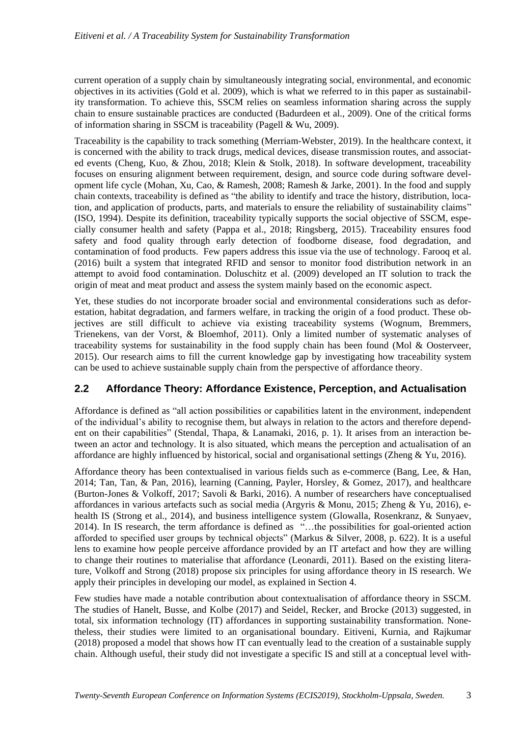current operation of a supply chain by simultaneously integrating social, environmental, and economic objectives in its activities (Gold et al. 2009), which is what we referred to in this paper as sustainability transformation. To achieve this, SSCM relies on seamless information sharing across the supply chain to ensure sustainable practices are conducted (Badurdeen et al., 2009). One of the critical forms of information sharing in SSCM is traceability (Pagell & Wu, 2009).

Traceability is the capability to track something (Merriam-Webster, 2019). In the healthcare context, it is concerned with the ability to track drugs, medical devices, disease transmission routes, and associated events (Cheng, Kuo, & Zhou, 2018; Klein & Stolk, 2018). In software development, traceability focuses on ensuring alignment between requirement, design, and source code during software development life cycle (Mohan, Xu, Cao, & Ramesh, 2008; Ramesh & Jarke, 2001). In the food and supply chain contexts, traceability is defined as "the ability to identify and trace the history, distribution, location, and application of products, parts, and materials to ensure the reliability of sustainability claims" (ISO, 1994). Despite its definition, traceability typically supports the social objective of SSCM, especially consumer health and safety (Pappa et al., 2018; Ringsberg, 2015). Traceability ensures food safety and food quality through early detection of foodborne disease, food degradation, and contamination of food products. Few papers address this issue via the use of technology. Farooq et al. (2016) built a system that integrated RFID and sensor to monitor food distribution network in an attempt to avoid food contamination. Doluschitz et al. (2009) developed an IT solution to track the origin of meat and meat product and assess the system mainly based on the economic aspect.

Yet, these studies do not incorporate broader social and environmental considerations such as deforestation, habitat degradation, and farmers welfare, in tracking the origin of a food product. These objectives are still difficult to achieve via existing traceability systems (Wognum, Bremmers, Trienekens, van der Vorst, & Bloemhof, 2011). Only a limited number of systematic analyses of traceability systems for sustainability in the food supply chain has been found (Mol & Oosterveer, 2015). Our research aims to fill the current knowledge gap by investigating how traceability system can be used to achieve sustainable supply chain from the perspective of affordance theory.

## 2.2 Affordance Theory: Affordance Existence, Perception, and Actualisation

Affordance is defined as "all action possibilities or capabilities latent in the environment, independent of the individual's ability to recognise them, but always in relation to the actors and therefore dependent on their capabilities" (Stendal, Thapa, & Lanamaki, 2016, p. 1). It arises from an interaction between an actor and technology. It is also situated, which means the perception and actualisation of an affordance are highly influenced by historical, social and organisational settings (Zheng & Yu, 2016).

Affordance theory has been contextualised in various fields such as e-commerce (Bang, Lee, & Han, 2014; Tan, Tan, & Pan, 2016), learning (Canning, Payler, Horsley, & Gomez, 2017), and healthcare (Burton-Jones & Volkoff, 2017; Savoli & Barki, 2016). A number of researchers have conceptualised affordances in various artefacts such as social media (Argyris & Monu, 2015; Zheng & Yu, 2016), e-health IS (Strong et al., 2014), and business intelligence system (Glowalla, Rosenkranz, & Sunyaev, 2014). In IS research, the term affordance is defined as "…the possibilities for goal-oriented action afforded to specified user groups by technical objects" (Markus & Silver, 2008, p. 622). It is a useful lens to examine how people perceive affordance provided by an IT artefact and how they are willing to change their routines to materialise that affordance (Leonardi, 2011). Based on the existing literature, Volkoff and Strong (2018) propose six principles for using affordance theory in IS research. We apply their principles in developing our model, as explained in Section 4.

Few studies have made a notable contribution about contextualisation of affordance theory in SSCM. The studies of Hanelt, Busse, and Kolbe (2017) and Seidel, Recker, and Brocke (2013) suggested, in total, six information technology (IT) affordances in supporting sustainability transformation. Nonetheless, their studies were limited to an organisational boundary. Eitiveni, Kurnia, and Rajkumar (2018) proposed a model that shows how IT can eventually lead to the creation of a sustainable supply chain. Although useful, their study did not investigate a specific IS and still at a conceptual level with-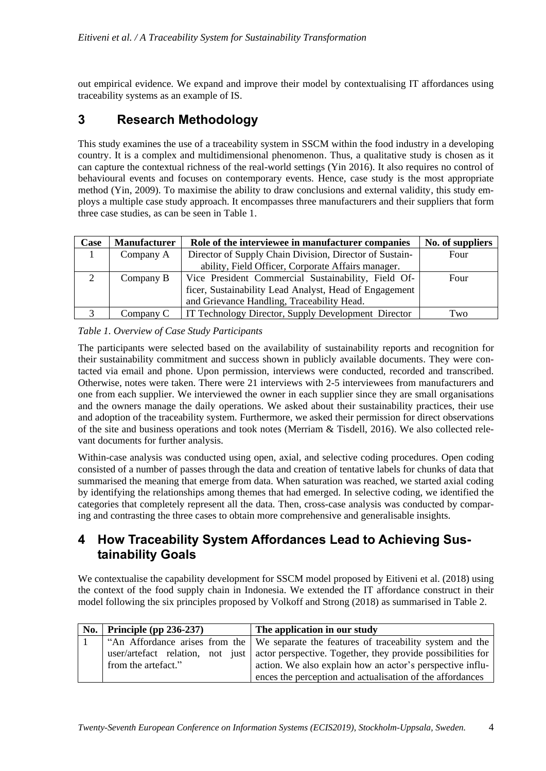out empirical evidence. We expand and improve their model by contextualising IT affordances using traceability systems as an example of IS.

# 3 Research Methodology

This study examines the use of a traceability system in SSCM within the food industry in a developing country. It is a complex and multidimensional phenomenon. Thus, a qualitative study is chosen as it can capture the contextual richness of the real-world settings (Yin 2016). It also requires no control of behavioural events and focuses on contemporary events. Hence, case study is the most appropriate method (Yin, 2009). To maximise the ability to draw conclusions and external validity, this study employs a multiple case study approach. It encompasses three manufacturers and their suppliers that form three case studies, as can be seen in Table 1.

| Case | Manufacturer | Role of the interviewee in manufacturer companies | No. of suppliers |
|---|---|---|---|
| 1 | Company A | Director of Supply Chain Division, Director of Sustainability, Field Officer, Corporate Affairs manager. | Four |
| 2 | Company B | Vice President Commercial Sustainability, Field Officer, Sustainability Lead Analyst, Head of Engagement and Grievance Handling, Traceability Head. | Four |
| 3 | Company C | IT Technology Director, Supply Development Director | Two |

*Table 1. Overview of Case Study Participants*

The participants were selected based on the availability of sustainability reports and recognition for their sustainability commitment and success shown in publicly available documents. They were contacted via email and phone. Upon permission, interviews were conducted, recorded and transcribed. Otherwise, notes were taken. There were 21 interviews with 2-5 interviewees from manufacturers and one from each supplier. We interviewed the owner in each supplier since they are small organisations and the owners manage the daily operations. We asked about their sustainability practices, their use and adoption of the traceability system. Furthermore, we asked their permission for direct observations of the site and business operations and took notes (Merriam & Tisdell, 2016). We also collected relevant documents for further analysis.

Within-case analysis was conducted using open, axial, and selective coding procedures. Open coding consisted of a number of passes through the data and creation of tentative labels for chunks of data that summarised the meaning that emerge from data. When saturation was reached, we started axial coding by identifying the relationships among themes that had emerged. In selective coding, we identified the categories that completely represent all the data. Then, cross-case analysis was conducted by comparing and contrasting the three cases to obtain more comprehensive and generalisable insights.

# 4 How Traceability System Affordances Lead to Achieving Sustainability Goals

We contextualise the capability development for SSCM model proposed by Eitiveni et al. (2018) using the context of the food supply chain in Indonesia. We extended the IT affordance construct in their model following the six principles proposed by Volkoff and Strong (2018) as summarised in Table 2.

| No. | Principle (pp 236-237) | The application in our study |
|---|---|---|
| 1 | "An Affordance arises from the user/artefact relation, not just from the artefact." | We separate the features of traceability system and the actor perspective. Together, they provide possibilities for action. We also explain how an actor's perspective influences the perception and actualisation of the affordances |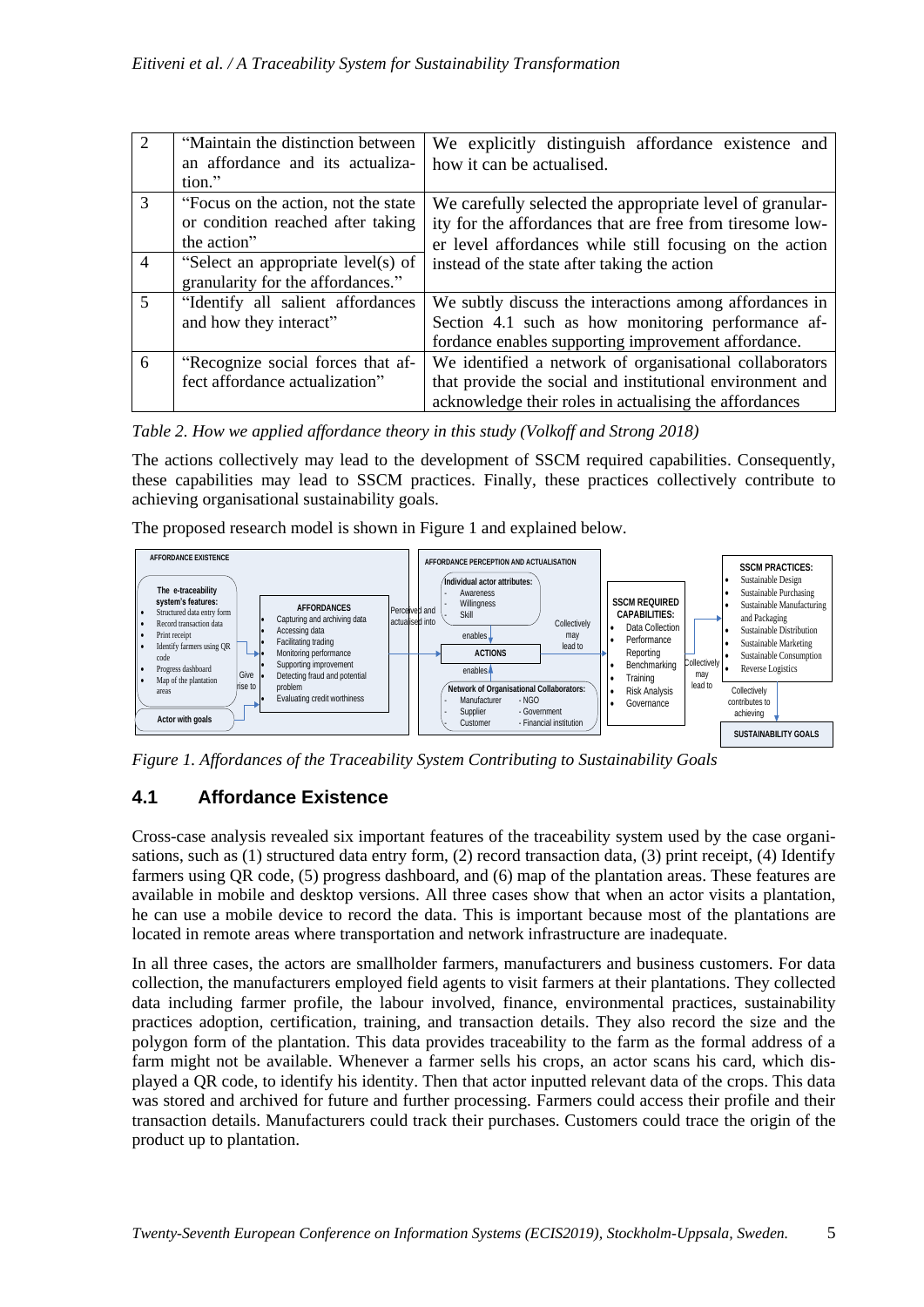| | | |
|---|---|---|
| 2 | "Maintain the distinction between an affordance and its actualization." | We explicitly distinguish affordance existence and how it can be actualised. |
| 3 | "Focus on the action, not the state or condition reached after taking the action" | We carefully selected the appropriate level of granularity for the affordances that are free from tiresome lower level affordances while still focusing on the action instead of the state after taking the action |
| 4 | "Select an appropriate level(s) of granularity for the affordances." | |
| 5 | "Identify all salient affordances and how they interact" | We subtly discuss the interactions among affordances in Section 4.1 such as how monitoring performance affordance enables supporting improvement affordance. |
| 6 | "Recognize social forces that affect affordance actualization" | We identified a network of organisational collaborators that provide the social and institutional environment and acknowledge their roles in actualising the affordances |

*Table 2. How we applied affordance theory in this study (Volkoff and Strong 2018)*

The actions collectively may lead to the development of SSCM required capabilities. Consequently, these capabilities may lead to SSCM practices. Finally, these practices collectively contribute to achieving organisational sustainability goals.

The proposed research model is shown in Figure 1 and explained below.

*Figure 1. Affordances of the Traceability System Contributing to Sustainability Goals*

## 4.1 Affordance Existence

Cross-case analysis revealed six important features of the traceability system used by the case organisations, such as (1) structured data entry form, (2) record transaction data, (3) print receipt, (4) Identify farmers using QR code, (5) progress dashboard, and (6) map of the plantation areas. These features are available in mobile and desktop versions. All three cases show that when an actor visits a plantation, he can use a mobile device to record the data. This is important because most of the plantations are located in remote areas where transportation and network infrastructure are inadequate.

In all three cases, the actors are smallholder farmers, manufacturers and business customers. For data collection, the manufacturers employed field agents to visit farmers at their plantations. They collected data including farmer profile, the labour involved, finance, environmental practices, sustainability practices adoption, certification, training, and transaction details. They also record the size and the polygon form of the plantation. This data provides traceability to the farm as the formal address of a farm might not be available. Whenever a farmer sells his crops, an actor scans his card, which displayed a QR code, to identify his identity. Then that actor inputted relevant data of the crops. This data was stored and archived for future and further processing. Farmers could access their profile and their transaction details. Manufacturers could track their purchases. Customers could trace the origin of the product up to plantation.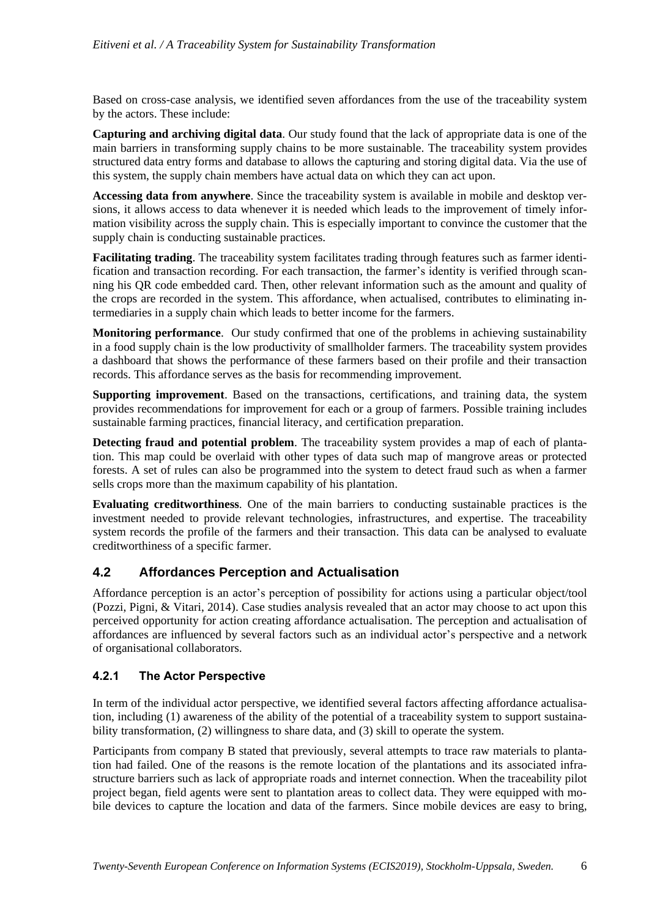Based on cross-case analysis, we identified seven affordances from the use of the traceability system by the actors. These include:

**Capturing and archiving digital data**. Our study found that the lack of appropriate data is one of the main barriers in transforming supply chains to be more sustainable. The traceability system provides structured data entry forms and database to allows the capturing and storing digital data. Via the use of this system, the supply chain members have actual data on which they can act upon.

**Accessing data from anywhere**. Since the traceability system is available in mobile and desktop versions, it allows access to data whenever it is needed which leads to the improvement of timely information visibility across the supply chain. This is especially important to convince the customer that the supply chain is conducting sustainable practices.

**Facilitating trading**. The traceability system facilitates trading through features such as farmer identification and transaction recording. For each transaction, the farmer's identity is verified through scanning his QR code embedded card. Then, other relevant information such as the amount and quality of the crops are recorded in the system. This affordance, when actualised, contributes to eliminating intermediaries in a supply chain which leads to better income for the farmers.

**Monitoring performance**. Our study confirmed that one of the problems in achieving sustainability in a food supply chain is the low productivity of smallholder farmers. The traceability system provides a dashboard that shows the performance of these farmers based on their profile and their transaction records. This affordance serves as the basis for recommending improvement.

**Supporting improvement**. Based on the transactions, certifications, and training data, the system provides recommendations for improvement for each or a group of farmers. Possible training includes sustainable farming practices, financial literacy, and certification preparation.

**Detecting fraud and potential problem**. The traceability system provides a map of each of plantation. This map could be overlaid with other types of data such map of mangrove areas or protected forests. A set of rules can also be programmed into the system to detect fraud such as when a farmer sells crops more than the maximum capability of his plantation.

**Evaluating creditworthiness**. One of the main barriers to conducting sustainable practices is the investment needed to provide relevant technologies, infrastructures, and expertise. The traceability system records the profile of the farmers and their transaction. This data can be analysed to evaluate creditworthiness of a specific farmer.

## 4.2 Affordances Perception and Actualisation

Affordance perception is an actor's perception of possibility for actions using a particular object/tool (Pozzi, Pigni, & Vitari, 2014). Case studies analysis revealed that an actor may choose to act upon this perceived opportunity for action creating affordance actualisation. The perception and actualisation of affordances are influenced by several factors such as an individual actor's perspective and a network of organisational collaborators.

### 4.2.1 The Actor Perspective

In term of the individual actor perspective, we identified several factors affecting affordance actualisation, including (1) awareness of the ability of the potential of a traceability system to support sustainability transformation, (2) willingness to share data, and (3) skill to operate the system.

Participants from company B stated that previously, several attempts to trace raw materials to plantation had failed. One of the reasons is the remote location of the plantations and its associated infrastructure barriers such as lack of appropriate roads and internet connection. When the traceability pilot project began, field agents were sent to plantation areas to collect data. They were equipped with mobile devices to capture the location and data of the farmers. Since mobile devices are easy to bring,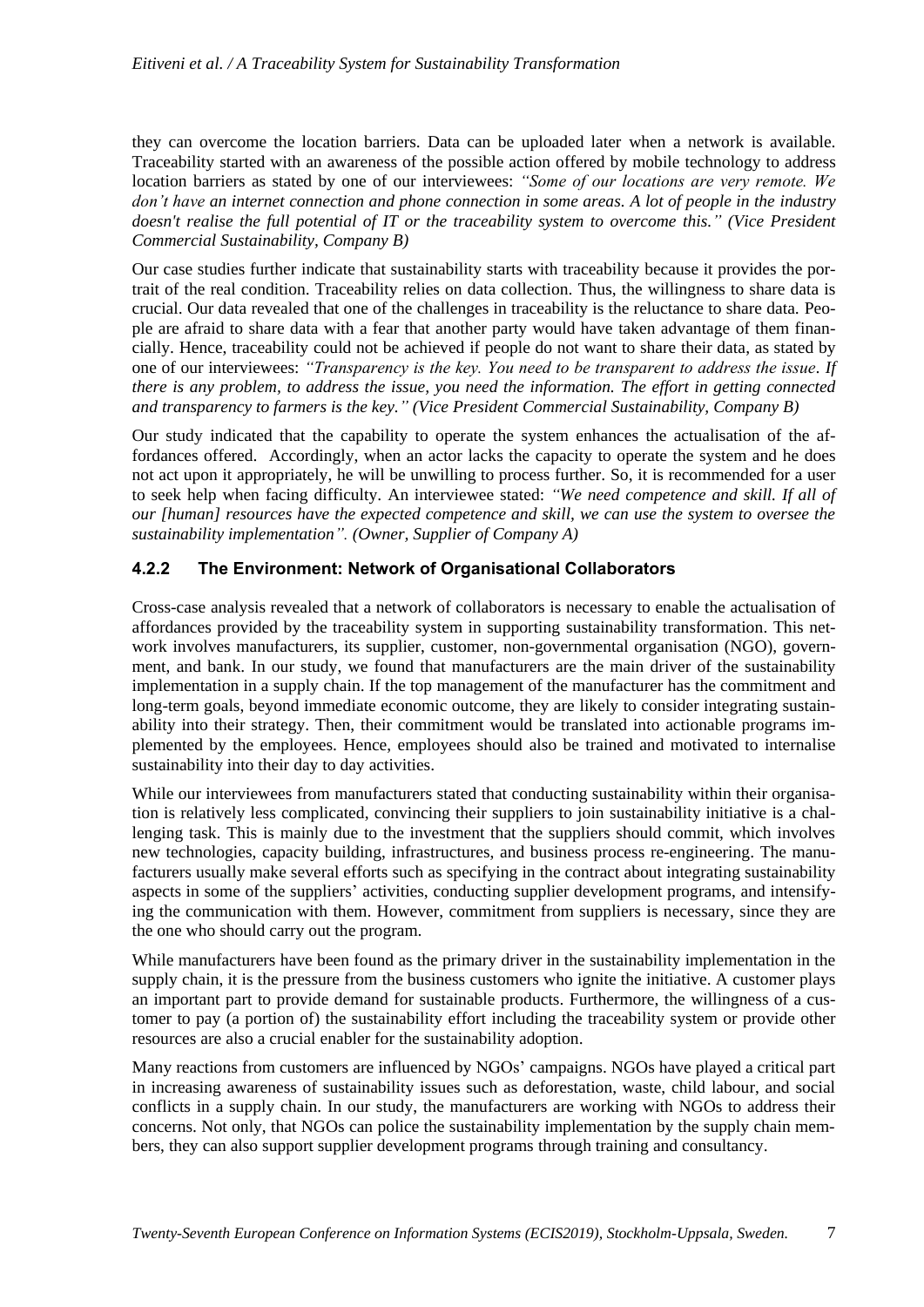they can overcome the location barriers. Data can be uploaded later when a network is available. Traceability started with an awareness of the possible action offered by mobile technology to address location barriers as stated by one of our interviewees: *"Some of our locations are very remote. We don't have an internet connection and phone connection in some areas. A lot of people in the industry doesn't realise the full potential of IT or the traceability system to overcome this." (Vice President Commercial Sustainability, Company B)*

Our case studies further indicate that sustainability starts with traceability because it provides the portrait of the real condition. Traceability relies on data collection. Thus, the willingness to share data is crucial. Our data revealed that one of the challenges in traceability is the reluctance to share data. People are afraid to share data with a fear that another party would have taken advantage of them financially. Hence, traceability could not be achieved if people do not want to share their data, as stated by one of our interviewees: *"Transparency is the key. You need to be transparent to address the issue. If there is any problem, to address the issue, you need the information. The effort in getting connected and transparency to farmers is the key." (Vice President Commercial Sustainability, Company B)*

Our study indicated that the capability to operate the system enhances the actualisation of the affordances offered. Accordingly, when an actor lacks the capacity to operate the system and he does not act upon it appropriately, he will be unwilling to process further. So, it is recommended for a user to seek help when facing difficulty. An interviewee stated: *"We need competence and skill. If all of our [human] resources have the expected competence and skill, we can use the system to oversee the sustainability implementation". (Owner, Supplier of Company A)*

#### 4.2.2 The Environment: Network of Organisational Collaborators

Cross-case analysis revealed that a network of collaborators is necessary to enable the actualisation of affordances provided by the traceability system in supporting sustainability transformation. This network involves manufacturers, its supplier, customer, non-governmental organisation (NGO), government, and bank. In our study, we found that manufacturers are the main driver of the sustainability implementation in a supply chain. If the top management of the manufacturer has the commitment and long-term goals, beyond immediate economic outcome, they are likely to consider integrating sustainability into their strategy. Then, their commitment would be translated into actionable programs implemented by the employees. Hence, employees should also be trained and motivated to internalise sustainability into their day to day activities.

While our interviewees from manufacturers stated that conducting sustainability within their organisation is relatively less complicated, convincing their suppliers to join sustainability initiative is a challenging task. This is mainly due to the investment that the suppliers should commit, which involves new technologies, capacity building, infrastructures, and business process re-engineering. The manufacturers usually make several efforts such as specifying in the contract about integrating sustainability aspects in some of the suppliers' activities, conducting supplier development programs, and intensifying the communication with them. However, commitment from suppliers is necessary, since they are the one who should carry out the program.

While manufacturers have been found as the primary driver in the sustainability implementation in the supply chain, it is the pressure from the business customers who ignite the initiative. A customer plays an important part to provide demand for sustainable products. Furthermore, the willingness of a customer to pay (a portion of) the sustainability effort including the traceability system or provide other resources are also a crucial enabler for the sustainability adoption.

Many reactions from customers are influenced by NGOs' campaigns. NGOs have played a critical part in increasing awareness of sustainability issues such as deforestation, waste, child labour, and social conflicts in a supply chain. In our study, the manufacturers are working with NGOs to address their concerns. Not only, that NGOs can police the sustainability implementation by the supply chain members, they can also support supplier development programs through training and consultancy.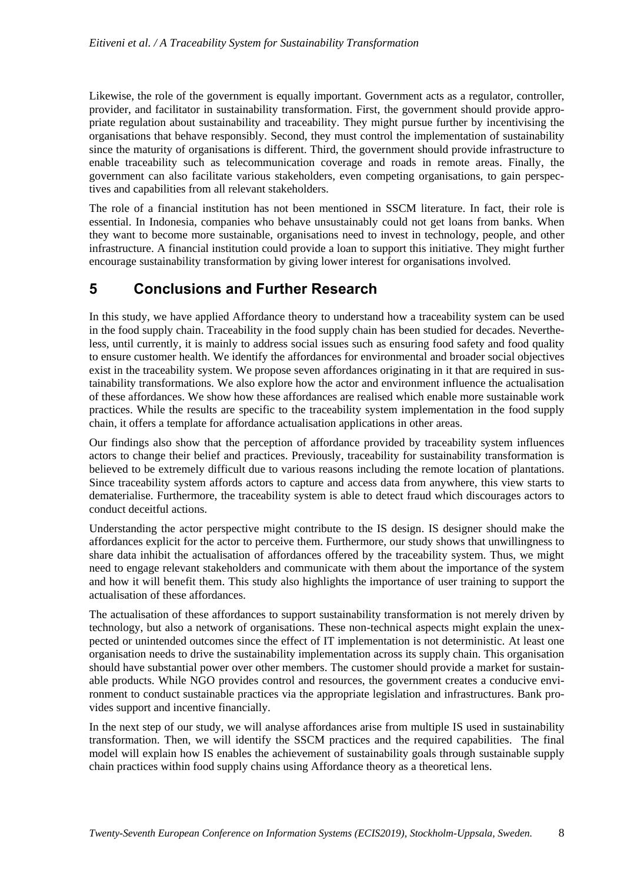Likewise, the role of the government is equally important. Government acts as a regulator, controller, provider, and facilitator in sustainability transformation. First, the government should provide appropriate regulation about sustainability and traceability. They might pursue further by incentivising the organisations that behave responsibly. Second, they must control the implementation of sustainability since the maturity of organisations is different. Third, the government should provide infrastructure to enable traceability such as telecommunication coverage and roads in remote areas. Finally, the government can also facilitate various stakeholders, even competing organisations, to gain perspectives and capabilities from all relevant stakeholders.

The role of a financial institution has not been mentioned in SSCM literature. In fact, their role is essential. In Indonesia, companies who behave unsustainably could not get loans from banks. When they want to become more sustainable, organisations need to invest in technology, people, and other infrastructure. A financial institution could provide a loan to support this initiative. They might further encourage sustainability transformation by giving lower interest for organisations involved.

## 5 Conclusions and Further Research

In this study, we have applied Affordance theory to understand how a traceability system can be used in the food supply chain. Traceability in the food supply chain has been studied for decades. Nevertheless, until currently, it is mainly to address social issues such as ensuring food safety and food quality to ensure customer health. We identify the affordances for environmental and broader social objectives exist in the traceability system. We propose seven affordances originating in it that are required in sustainability transformations. We also explore how the actor and environment influence the actualisation of these affordances. We show how these affordances are realised which enable more sustainable work practices. While the results are specific to the traceability system implementation in the food supply chain, it offers a template for affordance actualisation applications in other areas.

Our findings also show that the perception of affordance provided by traceability system influences actors to change their belief and practices. Previously, traceability for sustainability transformation is believed to be extremely difficult due to various reasons including the remote location of plantations. Since traceability system affords actors to capture and access data from anywhere, this view starts to dematerialise. Furthermore, the traceability system is able to detect fraud which discourages actors to conduct deceitful actions.

Understanding the actor perspective might contribute to the IS design. IS designer should make the affordances explicit for the actor to perceive them. Furthermore, our study shows that unwillingness to share data inhibit the actualisation of affordances offered by the traceability system. Thus, we might need to engage relevant stakeholders and communicate with them about the importance of the system and how it will benefit them. This study also highlights the importance of user training to support the actualisation of these affordances.

The actualisation of these affordances to support sustainability transformation is not merely driven by technology, but also a network of organisations. These non-technical aspects might explain the unexpected or unintended outcomes since the effect of IT implementation is not deterministic. At least one organisation needs to drive the sustainability implementation across its supply chain. This organisation should have substantial power over other members. The customer should provide a market for sustainable products. While NGO provides control and resources, the government creates a conducive environment to conduct sustainable practices via the appropriate legislation and infrastructures. Bank provides support and incentive financially.

In the next step of our study, we will analyse affordances arise from multiple IS used in sustainability transformation. Then, we will identify the SSCM practices and the required capabilities. The final model will explain how IS enables the achievement of sustainability goals through sustainable supply chain practices within food supply chains using Affordance theory as a theoretical lens.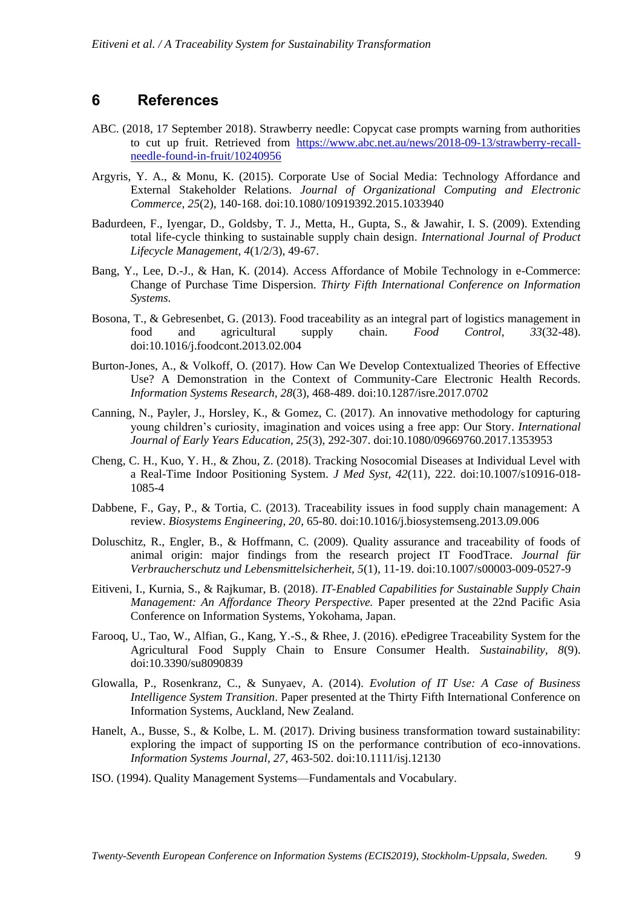## 6 References

ABC. (2018, 17 September 2018). Strawberry needle: Copycat case prompts warning from authorities to cut up fruit. Retrieved from https://www.abc.net.au/news/2018-09-13/strawberry-recall-needle-found-in-fruit/10240956

Argyris, Y. A., & Monu, K. (2015). Corporate Use of Social Media: Technology Affordance and External Stakeholder Relations. *Journal of Organizational Computing and Electronic Commerce, 25*(2), 140-168. doi:10.1080/10919392.2015.1033940

Badurdeen, F., Iyengar, D., Goldsby, T. J., Metta, H., Gupta, S., & Jawahir, I. S. (2009). Extending total life-cycle thinking to sustainable supply chain design. *International Journal of Product Lifecycle Management, 4*(1/2/3), 49-67.

Bang, Y., Lee, D.-J., & Han, K. (2014). Access Affordance of Mobile Technology in e-Commerce: Change of Purchase Time Dispersion. *Thirty Fifth International Conference on Information Systems*.

Bosona, T., & Gebresenbet, G. (2013). Food traceability as an integral part of logistics management in food and agricultural supply chain. *Food Control, 33*(32-48). doi:10.1016/j.foodcont.2013.02.004

Burton-Jones, A., & Volkoff, O. (2017). How Can We Develop Contextualized Theories of Effective Use? A Demonstration in the Context of Community-Care Electronic Health Records. *Information Systems Research, 28*(3), 468-489. doi:10.1287/isre.2017.0702

Canning, N., Payler, J., Horsley, K., & Gomez, C. (2017). An innovative methodology for capturing young children's curiosity, imagination and voices using a free app: Our Story. *International Journal of Early Years Education, 25*(3), 292-307. doi:10.1080/09669760.2017.1353953

Cheng, C. H., Kuo, Y. H., & Zhou, Z. (2018). Tracking Nosocomial Diseases at Individual Level with a Real-Time Indoor Positioning System. *J Med Syst, 42*(11), 222. doi:10.1007/s10916-018-1085-4

Dabbene, F., Gay, P., & Tortia, C. (2013). Traceability issues in food supply chain management: A review. *Biosystems Engineering, 20*, 65-80. doi:10.1016/j.biosystemseng.2013.09.006

Doluschitz, R., Engler, B., & Hoffmann, C. (2009). Quality assurance and traceability of foods of animal origin: major findings from the research project IT FoodTrace. *Journal für Verbraucherschutz und Lebensmittelsicherheit, 5*(1), 11-19. doi:10.1007/s00003-009-0527-9

Eitiveni, I., Kurnia, S., & Rajkumar, B. (2018). *IT-Enabled Capabilities for Sustainable Supply Chain Management: An Affordance Theory Perspective.* Paper presented at the 22nd Pacific Asia Conference on Information Systems, Yokohama, Japan.

Farooq, U., Tao, W., Alfian, G., Kang, Y.-S., & Rhee, J. (2016). ePedigree Traceability System for the Agricultural Food Supply Chain to Ensure Consumer Health. *Sustainability, 8*(9). doi:10.3390/su8090839

Glowalla, P., Rosenkranz, C., & Sunyaev, A. (2014). *Evolution of IT Use: A Case of Business Intelligence System Transition*. Paper presented at the Thirty Fifth International Conference on Information Systems, Auckland, New Zealand.

Hanelt, A., Busse, S., & Kolbe, L. M. (2017). Driving business transformation toward sustainability: exploring the impact of supporting IS on the performance contribution of eco-innovations. *Information Systems Journal, 27*, 463-502. doi:10.1111/isj.12130

ISO. (1994). Quality Management Systems—Fundamentals and Vocabulary.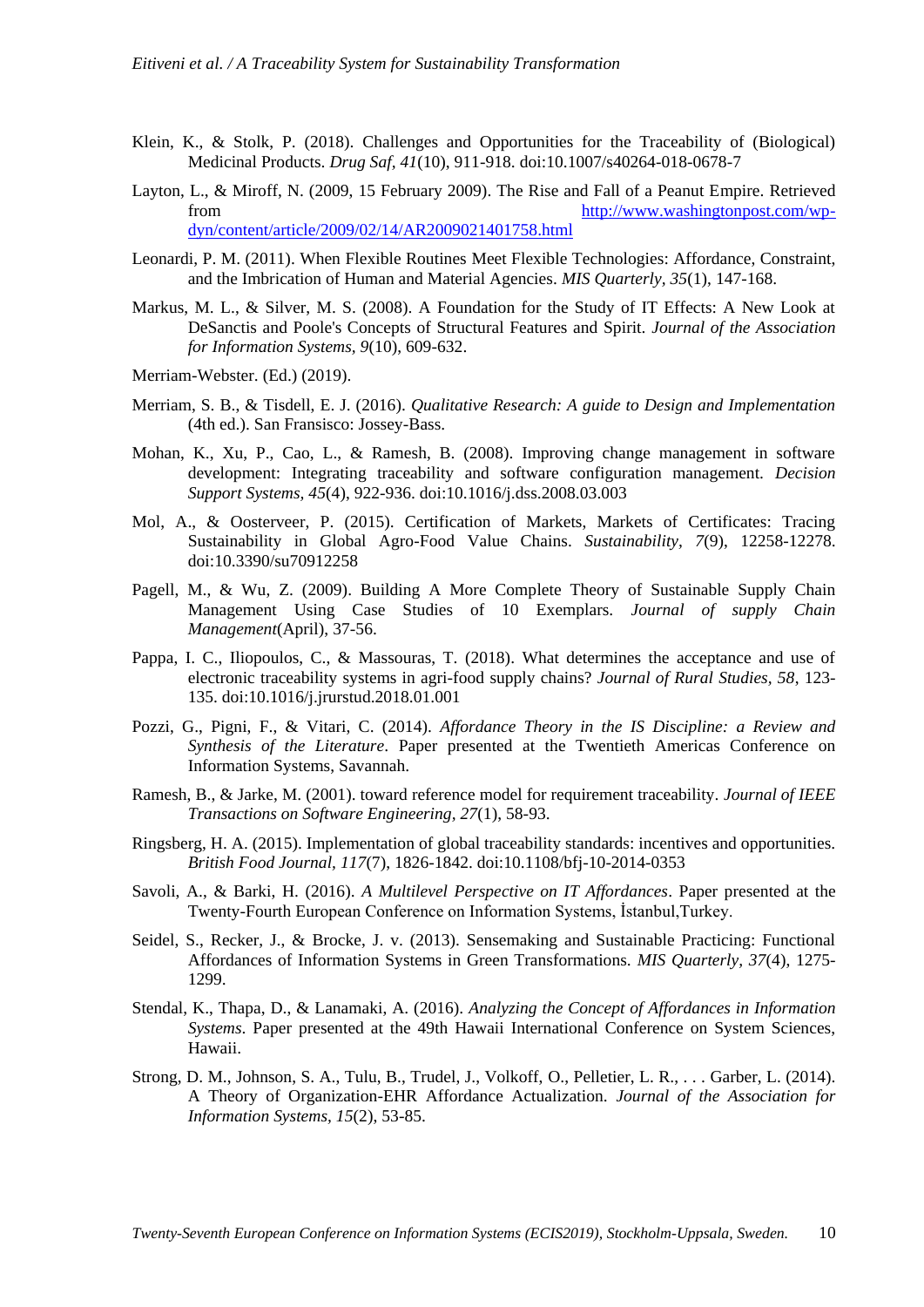Klein, K., & Stolk, P. (2018). Challenges and Opportunities for the Traceability of (Biological) Medicinal Products. *Drug Saf, 41*(10), 911-918. doi:10.1007/s40264-018-0678-7

Layton, L., & Miroff, N. (2009, 15 February 2009). The Rise and Fall of a Peanut Empire. Retrieved from http://www.washingtonpost.com/wp-dyn/content/article/2009/02/14/AR2009021401758.html

Leonardi, P. M. (2011). When Flexible Routines Meet Flexible Technologies: Affordance, Constraint, and the Imbrication of Human and Material Agencies. *MIS Quarterly, 35*(1), 147-168.

Markus, M. L., & Silver, M. S. (2008). A Foundation for the Study of IT Effects: A New Look at DeSanctis and Poole's Concepts of Structural Features and Spirit. *Journal of the Association for Information Systems, 9*(10), 609-632.

Merriam-Webster. (Ed.) (2019).

Merriam, S. B., & Tisdell, E. J. (2016). *Qualitative Research: A guide to Design and Implementation* (4th ed.). San Fransisco: Jossey-Bass.

Mohan, K., Xu, P., Cao, L., & Ramesh, B. (2008). Improving change management in software development: Integrating traceability and software configuration management. *Decision Support Systems, 45*(4), 922-936. doi:10.1016/j.dss.2008.03.003

Mol, A., & Oosterveer, P. (2015). Certification of Markets, Markets of Certificates: Tracing Sustainability in Global Agro-Food Value Chains. *Sustainability, 7*(9), 12258-12278. doi:10.3390/su70912258

Pagell, M., & Wu, Z. (2009). Building A More Complete Theory of Sustainable Supply Chain Management Using Case Studies of 10 Exemplars. *Journal of supply Chain Management*(April), 37-56.

Pappa, I. C., Iliopoulos, C., & Massouras, T. (2018). What determines the acceptance and use of electronic traceability systems in agri-food supply chains? *Journal of Rural Studies, 58*, 123-135. doi:10.1016/j.jrurstud.2018.01.001

Pozzi, G., Pigni, F., & Vitari, C. (2014). *Affordance Theory in the IS Discipline: a Review and Synthesis of the Literature*. Paper presented at the Twentieth Americas Conference on Information Systems, Savannah.

Ramesh, B., & Jarke, M. (2001). toward reference model for requirement traceability. *Journal of IEEE Transactions on Software Engineering, 27*(1), 58-93.

Ringsberg, H. A. (2015). Implementation of global traceability standards: incentives and opportunities. *British Food Journal, 117*(7), 1826-1842. doi:10.1108/bfj-10-2014-0353

Savoli, A., & Barki, H. (2016). *A Multilevel Perspective on IT Affordances*. Paper presented at the Twenty-Fourth European Conference on Information Systems, İstanbul,Turkey.

Seidel, S., Recker, J., & Brocke, J. v. (2013). Sensemaking and Sustainable Practicing: Functional Affordances of Information Systems in Green Transformations. *MIS Quarterly, 37*(4), 1275-1299.

Stendal, K., Thapa, D., & Lanamaki, A. (2016). *Analyzing the Concept of Affordances in Information Systems*. Paper presented at the 49th Hawaii International Conference on System Sciences, Hawaii.

Strong, D. M., Johnson, S. A., Tulu, B., Trudel, J., Volkoff, O., Pelletier, L. R., . . . Garber, L. (2014). A Theory of Organization-EHR Affordance Actualization. *Journal of the Association for Information Systems, 15*(2), 53-85.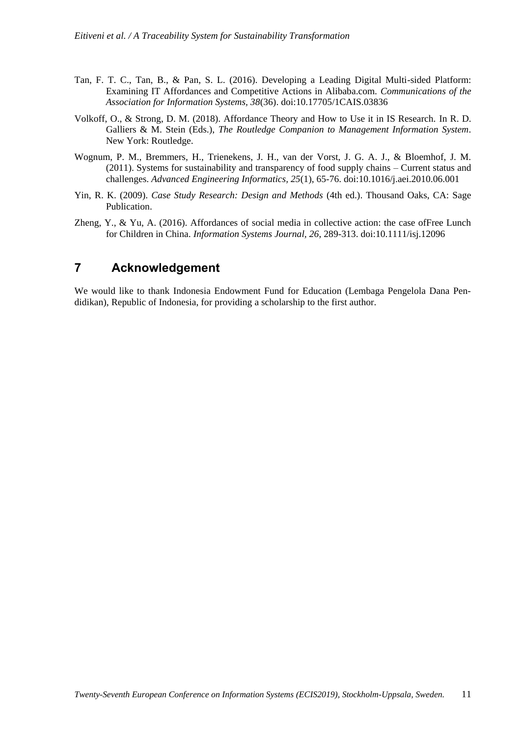Tan, F. T. C., Tan, B., & Pan, S. L. (2016). Developing a Leading Digital Multi-sided Platform: Examining IT Affordances and Competitive Actions in Alibaba.com. *Communications of the Association for Information Systems, 38*(36). doi:10.17705/1CAIS.03836

Volkoff, O., & Strong, D. M. (2018). Affordance Theory and How to Use it in IS Research. In R. D. Galliers & M. Stein (Eds.), *The Routledge Companion to Management Information System*. New York: Routledge.

Wognum, P. M., Bremmers, H., Trienekens, J. H., van der Vorst, J. G. A. J., & Bloemhof, J. M. (2011). Systems for sustainability and transparency of food supply chains – Current status and challenges. *Advanced Engineering Informatics, 25*(1), 65-76. doi:10.1016/j.aei.2010.06.001

Yin, R. K. (2009). *Case Study Research: Design and Methods* (4th ed.). Thousand Oaks, CA: Sage Publication.

Zheng, Y., & Yu, A. (2016). Affordances of social media in collective action: the case ofFree Lunch for Children in China. *Information Systems Journal, 26*, 289-313. doi:10.1111/isj.12096

## 7 Acknowledgement

We would like to thank Indonesia Endowment Fund for Education (Lembaga Pengelola Dana Pendidikan), Republic of Indonesia, for providing a scholarship to the first author.